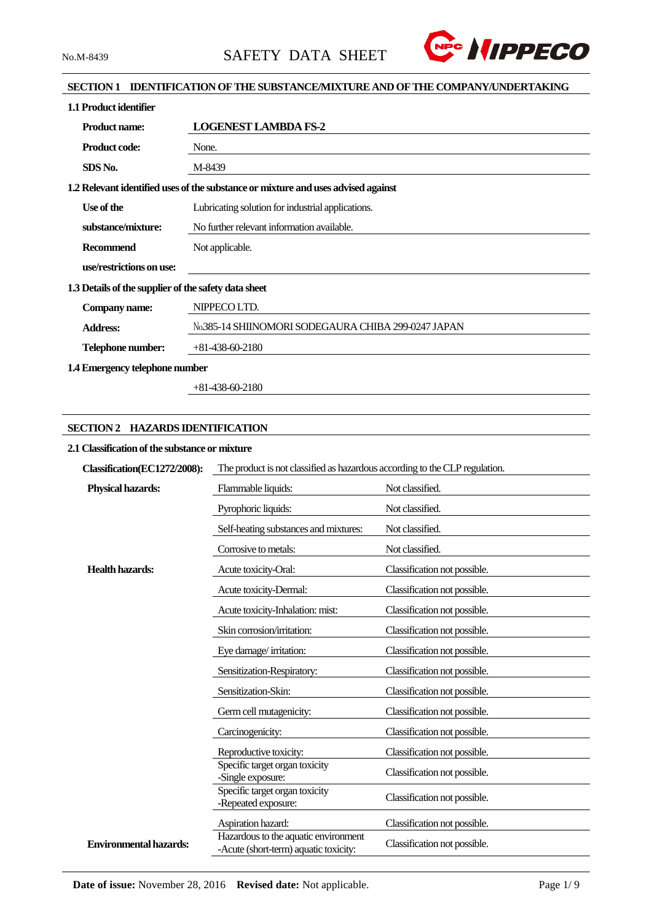No.M-8439

# SAFETY DATA SHEET

## SECTION 1 IDENTIFICATION OF THE SUBSTANCE/MIXTURE AND OF THE COMPANY/UNDERTAKING

### 1.1 Product identifier

| | |
|---|---|
| **Product name:** | **LOGENEST LAMBDA FS-2** |
| **Product code:** | None. |
| **SDS No.** | M-8439 |

### 1.2 Relevant identified uses of the substance or mixture and uses advised against

| | |
|---|---|
| **Use of the substance/mixture:** | Lubricating solution for industrial applications. No further relevant information available. |
| **Recommend use/restrictions on use:** | Not applicable. |

### 1.3 Details of the supplier of the safety data sheet

| | |
|---|---|
| **Company name:** | NIPPECO LTD. |
| **Address:** | №385-14 SHIINOMORI SODEGAURA CHIBA 299-0247 JAPAN |
| **Telephone number:** | +81-438-60-2180 |

### 1.4 Emergency telephone number

+81-438-60-2180

## SECTION 2 HAZARDS IDENTIFICATION

### 2.1 Classification of the substance or mixture

**Classification(EC1272/2008):** The product is not classified as hazardous according to the CLP regulation.

| | | |
|---|---|---|
| **Physical hazards:** | Flammable liquids: | Not classified. |
| | Pyrophoric liquids: | Not classified. |
| | Self-heating substances and mixtures: | Not classified. |
| | Corrosive to metals: | Not classified. |
| **Health hazards:** | Acute toxicity-Oral: | Classification not possible. |
| | Acute toxicity-Dermal: | Classification not possible. |
| | Acute toxicity-Inhalation: mist: | Classification not possible. |
| | Skin corrosion/irritation: | Classification not possible. |
| | Eye damage/ irritation: | Classification not possible. |
| | Sensitization-Respiratory: | Classification not possible. |
| | Sensitization-Skin: | Classification not possible. |
| | Germ cell mutagenicity: | Classification not possible. |
| | Carcinogenicity: | Classification not possible. |
| | Reproductive toxicity: | Classification not possible. |
| | Specific target organ toxicity -Single exposure: | Classification not possible. |
| | Specific target organ toxicity -Repeated exposure: | Classification not possible. |
| | Aspiration hazard: | Classification not possible. |
| **Environmental hazards:** | Hazardous to the aquatic environment -Acute (short-term) aquatic toxicity: | Classification not possible. |

**Date of issue:** November 28, 2016 **Revised date:** Not applicable.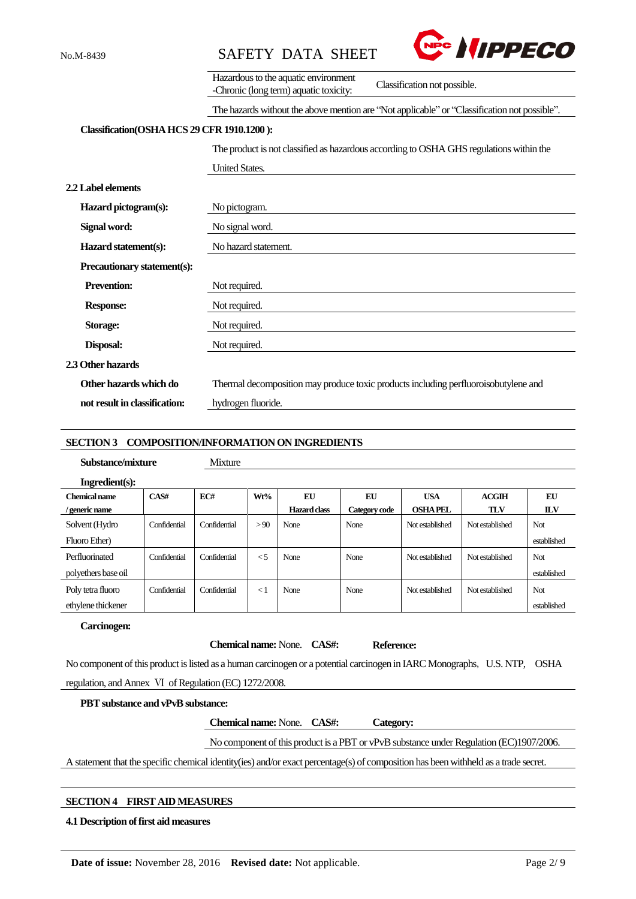| | |
|---|---|
| Hazardous to the aquatic environment -Chronic (long term) aquatic toxicity: | Classification not possible. |

The hazards without the above mention are "Not applicable" or "Classification not possible".

**Classification(OSHA HCS 29 CFR 1910.1200 ):**

The product is not classified as hazardous according to OSHA GHS regulations within the United States.

**2.2 Label elements**

**Hazard pictogram(s):** No pictogram.

**Signal word:** No signal word.

**Hazard statement(s):** No hazard statement.

**Precautionary statement(s):**

**Prevention:** Not required.

**Response:** Not required.

**Storage:** Not required.

**Disposal:** Not required.

**2.3 Other hazards**

**Other hazards which do not result in classification:** Thermal decomposition may produce toxic products including perfluoroisobutylene and hydrogen fluoride.

## SECTION 3 COMPOSITION/INFORMATION ON INGREDIENTS

**Substance/mixture** Mixture

**Ingredient(s):**

| Chemical name / generic name | CAS# | EC# | Wt% | EU Hazard class | EU Category code | USA OSHA PEL | ACGIH TLV | EU ILV |
|---|---|---|---|---|---|---|---|---|
| Solvent (Hydro Fluoro Ether) | Confidential | Confidential | > 90 | None | None | Not established | Not established | Not established |
| Perfluorinated polyethers base oil | Confidential | Confidential | < 5 | None | None | Not established | Not established | Not established |
| Poly tetra fluoro ethylene thickener | Confidential | Confidential | < 1 | None | None | Not established | Not established | Not established |

**Carcinogen:**

**Chemical name:** None. **CAS#:** **Reference:**

No component of this product is listed as a human carcinogen or a potential carcinogen in IARC Monographs, U.S. NTP, OSHA regulation, and Annex Ⅵ of Regulation (EC) 1272/2008.

**PBT substance and vPvB substance:**

**Chemical name:** None. **CAS#:** **Category:**

No component of this product is a PBT or vPvB substance under Regulation (EC)1907/2006.

A statement that the specific chemical identity(ies) and/or exact percentage(s) of composition has been withheld as a trade secret.

## SECTION 4 FIRST AID MEASURES

**4.1 Description of first aid measures**

**Date of issue:** November 28, 2016 **Revised date:** Not applicable.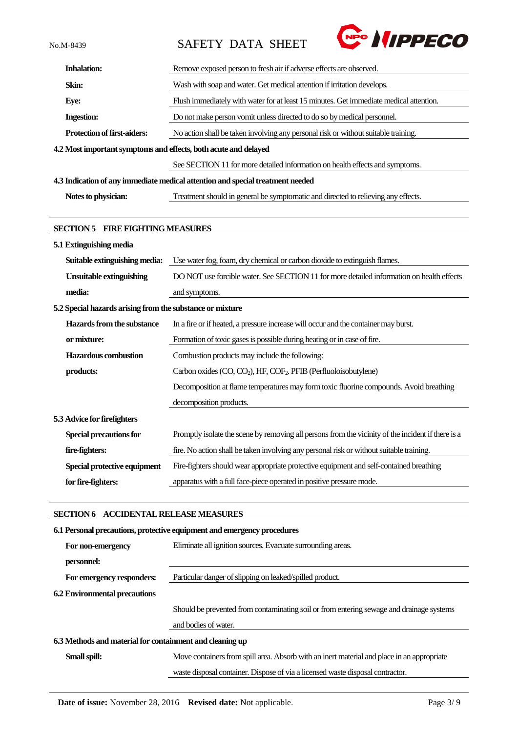| | |
|---|---|
| **Inhalation:** | Remove exposed person to fresh air if adverse effects are observed. |
| **Skin:** | Wash with soap and water. Get medical attention if irritation develops. |
| **Eye:** | Flush immediately with water for at least 15 minutes. Get immediate medical attention. |
| **Ingestion:** | Do not make person vomit unless directed to do so by medical personnel. |
| **Protection of first-aiders:** | No action shall be taken involving any personal risk or without suitable training. |

**4.2 Most important symptoms and effects, both acute and delayed**

See SECTION 11 for more detailed information on health effects and symptoms.

**4.3 Indication of any immediate medical attention and special treatment needed**

| | |
|---|---|
| **Notes to physician:** | Treatment should in general be symptomatic and directed to relieving any effects. |

## SECTION 5 FIRE FIGHTING MEASURES

**5.1 Extinguishing media**

| | |
|---|---|
| **Suitable extinguishing media:** | Use water fog, foam, dry chemical or carbon dioxide to extinguish flames. |
| **Unsuitable extinguishing media:** | DO NOT use forcible water. See SECTION 11 for more detailed information on health effects and symptoms. |

**5.2 Special hazards arising from the substance or mixture**

| | |
|---|---|
| **Hazards from the substance or mixture:** | In a fire or if heated, a pressure increase will occur and the container may burst. Formation of toxic gases is possible during heating or in case of fire. |
| **Hazardous combustion products:** | Combustion products may include the following: Carbon oxides (CO, $CO_2$), HF, $COF_2$. PFIB (Perfluoloisobutylene) Decomposition at flame temperatures may form toxic fluorine compounds. Avoid breathing decomposition products. |

**5.3 Advice for firefighters**

| | |
|---|---|
| **Special precautions for fire-fighters:** | Promptly isolate the scene by removing all persons from the vicinity of the incident if there is a fire. No action shall be taken involving any personal risk or without suitable training. |
| **Special protective equipment for fire-fighters:** | Fire-fighters should wear appropriate protective equipment and self-contained breathing apparatus with a full face-piece operated in positive pressure mode. |

## SECTION 6 ACCIDENTAL RELEASE MEASURES

**6.1 Personal precautions, protective equipment and emergency procedures**

| | |
|---|---|
| **For non-emergency personnel:** | Eliminate all ignition sources. Evacuate surrounding areas. |
| **For emergency responders:** | Particular danger of slipping on leaked/spilled product. |

**6.2 Environmental precautions**

Should be prevented from contaminating soil or from entering sewage and drainage systems and bodies of water.

**6.3 Methods and material for containment and cleaning up**

| | |
|---|---|
| **Small spill:** | Move containers from spill area. Absorb with an inert material and place in an appropriate waste disposal container. Dispose of via a licensed waste disposal contractor. |

**Date of issue:** November 28, 2016 **Revised date:** Not applicable.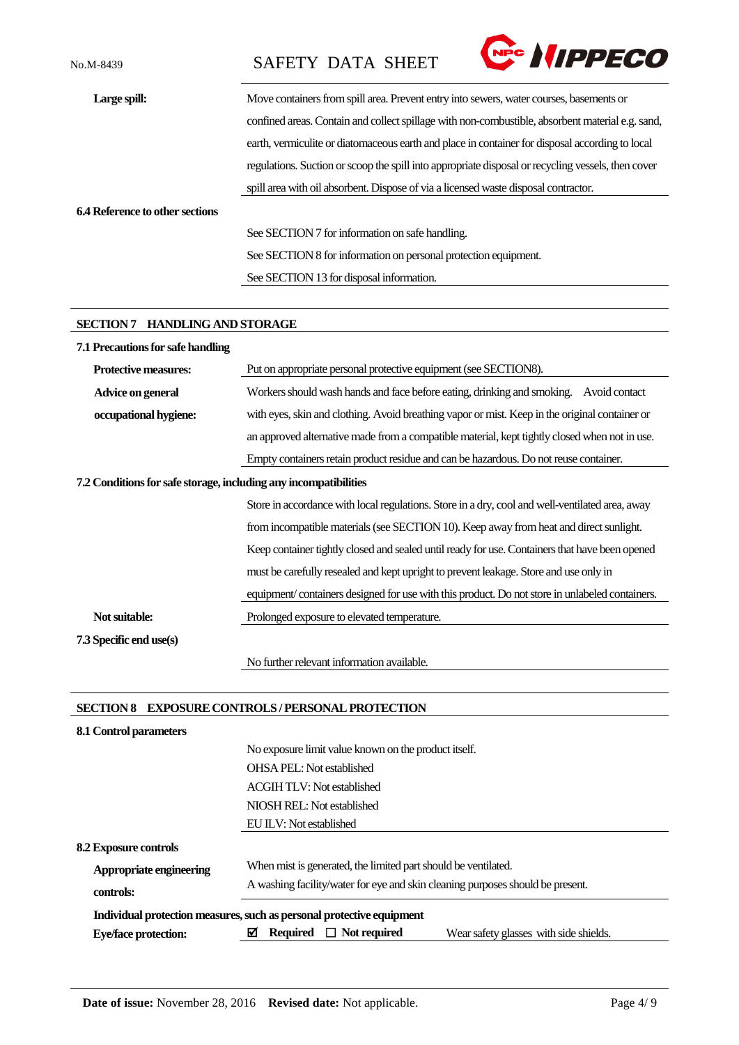**Large spill:** Move containers from spill area. Prevent entry into sewers, water courses, basements or confined areas. Contain and collect spillage with non-combustible, absorbent material e.g. sand, earth, vermiculite or diatomaceous earth and place in container for disposal according to local regulations. Suction or scoop the spill into appropriate disposal or recycling vessels, then cover spill area with oil absorbent. Dispose of via a licensed waste disposal contractor.

**6.4 Reference to other sections**

See SECTION 7 for information on safe handling.
See SECTION 8 for information on personal protection equipment.
See SECTION 13 for disposal information.

## SECTION 7 HANDLING AND STORAGE

**7.1 Precautions for safe handling**

**Protective measures:** Put on appropriate personal protective equipment (see SECTION8).

**Advice on general occupational hygiene:** Workers should wash hands and face before eating, drinking and smoking. Avoid contact with eyes, skin and clothing. Avoid breathing vapor or mist. Keep in the original container or an approved alternative made from a compatible material, kept tightly closed when not in use. Empty containers retain product residue and can be hazardous. Do not reuse container.

**7.2 Conditions for safe storage, including any incompatibilities**

Store in accordance with local regulations. Store in a dry, cool and well-ventilated area, away from incompatible materials (see SECTION 10). Keep away from heat and direct sunlight. Keep container tightly closed and sealed until ready for use. Containers that have been opened must be carefully resealed and kept upright to prevent leakage. Store and use only in equipment/ containers designed for use with this product. Do not store in unlabeled containers.

**Not suitable:** Prolonged exposure to elevated temperature.

**7.3 Specific end use(s)**

No further relevant information available.

## SECTION 8 EXPOSURE CONTROLS / PERSONAL PROTECTION

**8.1 Control parameters**

No exposure limit value known on the product itself.
OHSA PEL: Not established
ACGIH TLV: Not established
NIOSH REL: Not established
EU ILV: Not established

**8.2 Exposure controls**

**Appropriate engineering controls:** When mist is generated, the limited part should be ventilated.
A washing facility/water for eye and skin cleaning purposes should be present.

**Individual protection measures, such as personal protective equipment**

**Eye/face protection:** ☑ **Required** ☐ **Not required** Wear safety glasses with side shields.

**Date of issue:** November 28, 2016 **Revised date:** Not applicable.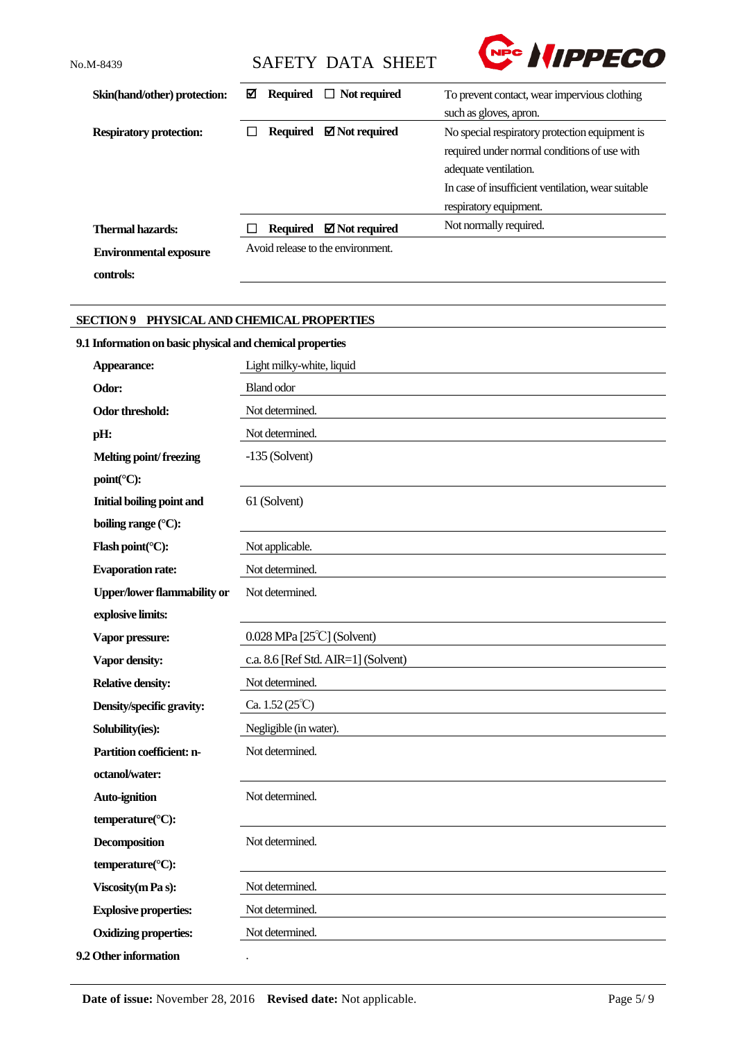| | | |
|---|---|---|
| **Skin(hand/other) protection:** | ☑ **Required** ☐ **Not required** | To prevent contact, wear impervious clothing such as gloves, apron. |
| **Respiratory protection:** | ☐ **Required** ☑ **Not required** | No special respiratory protection equipment is required under normal conditions of use with adequate ventilation. In case of insufficient ventilation, wear suitable respiratory equipment. |
| **Thermal hazards:** | ☐ **Required** ☑ **Not required** | Not normally required. |
| **Environmental exposure controls:** | Avoid release to the environment. | |

## SECTION 9 PHYSICAL AND CHEMICAL PROPERTIES

### 9.1 Information on basic physical and chemical properties

| | |
|---|---|
| **Appearance:** | Light milky-white, liquid |
| **Odor:** | Bland odor |
| **Odor threshold:** | Not determined. |
| **pH:** | Not determined. |
| **Melting point/ freezing point(°C):** | -135 (Solvent) |
| **Initial boiling point and boiling range (°C):** | 61 (Solvent) |
| **Flash point(°C):** | Not applicable. |
| **Evaporation rate:** | Not determined. |
| **Upper/lower flammability or explosive limits:** | Not determined. |
| **Vapor pressure:** | 0.028 MPa [25℃] (Solvent) |
| **Vapor density:** | c.a. 8.6 [Ref Std. AIR=1] (Solvent) |
| **Relative density:** | Not determined. |
| **Density/specific gravity:** | Ca. 1.52 (25℃) |
| **Solubility(ies):** | Negligible (in water). |
| **Partition coefficient: n-octanol/water:** | Not determined. |
| **Auto-ignition temperature(°C):** | Not determined. |
| **Decomposition temperature(°C):** | Not determined. |
| **Viscosity(m Pa s):** | Not determined. |
| **Explosive properties:** | Not determined. |
| **Oxidizing properties:** | Not determined. |

### 9.2 Other information

.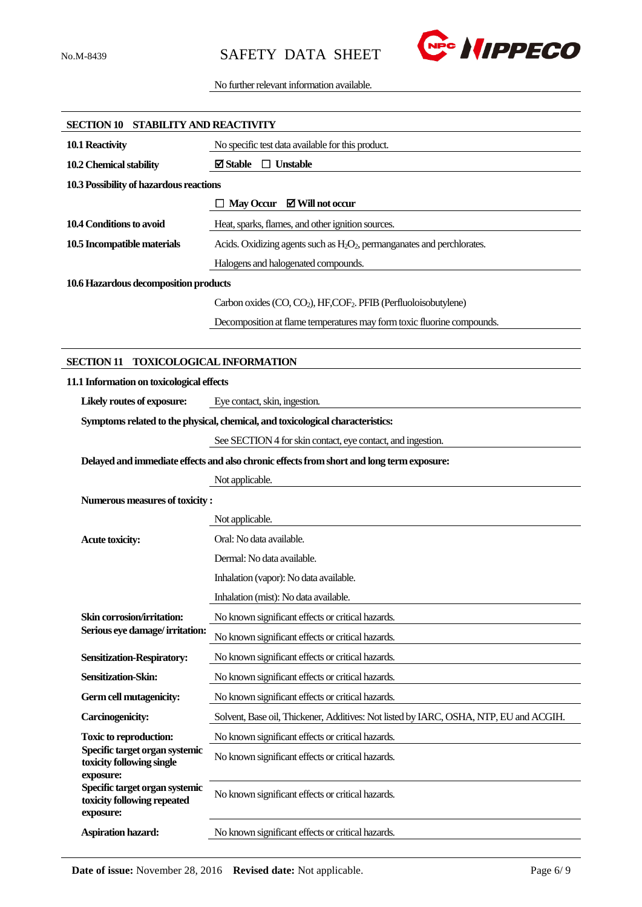No further relevant information available.

## SECTION 10 STABILITY AND REACTIVITY

| | |
|---|---|
| **10.1 Reactivity** | No specific test data available for this product. |
| **10.2 Chemical stability** | ☑ **Stable** ☐ **Unstable** |
| **10.3 Possibility of hazardous reactions** | |
| | ☐ **May Occur** ☑ **Will not occur** |
| **10.4 Conditions to avoid** | Heat, sparks, flames, and other ignition sources. |
| **10.5 Incompatible materials** | Acids. Oxidizing agents such as $H_2O_2$, permanganates and perchlorates. |
| | Halogens and halogenated compounds. |
| **10.6 Hazardous decomposition products** | |
| | Carbon oxides (CO, $CO_2$), HF,$COF_2$. PFIB (Perfluoloisobutylene) |
| | Decomposition at flame temperatures may form toxic fluorine compounds. |

## SECTION 11 TOXICOLOGICAL INFORMATION

**11.1 Information on toxicological effects**

| | |
|---|---|
| **Likely routes of exposure:** | Eye contact, skin, ingestion. |
| **Symptoms related to the physical, chemical, and toxicological characteristics:** | |
| | See SECTION 4 for skin contact, eye contact, and ingestion. |
| **Delayed and immediate effects and also chronic effects from short and long term exposure:** | |
| | Not applicable. |
| **Numerous measures of toxicity :** | |
| | Not applicable. |
| **Acute toxicity:** | Oral: No data available. |
| | Dermal: No data available. |
| | Inhalation (vapor): No data available. |
| | Inhalation (mist): No data available. |
| **Skin corrosion/irritation:** | No known significant effects or critical hazards. |
| **Serious eye damage/ irritation:** | No known significant effects or critical hazards. |
| **Sensitization-Respiratory:** | No known significant effects or critical hazards. |
| **Sensitization-Skin:** | No known significant effects or critical hazards. |
| **Germ cell mutagenicity:** | No known significant effects or critical hazards. |
| **Carcinogenicity:** | Solvent, Base oil, Thickener, Additives: Not listed by IARC, OSHA, NTP, EU and ACGIH. |
| **Toxic to reproduction:** | No known significant effects or critical hazards. |
| **Specific target organ systemic toxicity following single exposure:** | No known significant effects or critical hazards. |
| **Specific target organ systemic toxicity following repeated exposure:** | No known significant effects or critical hazards. |
| **Aspiration hazard:** | No known significant effects or critical hazards. |

**Date of issue:** November 28, 2016 **Revised date:** Not applicable.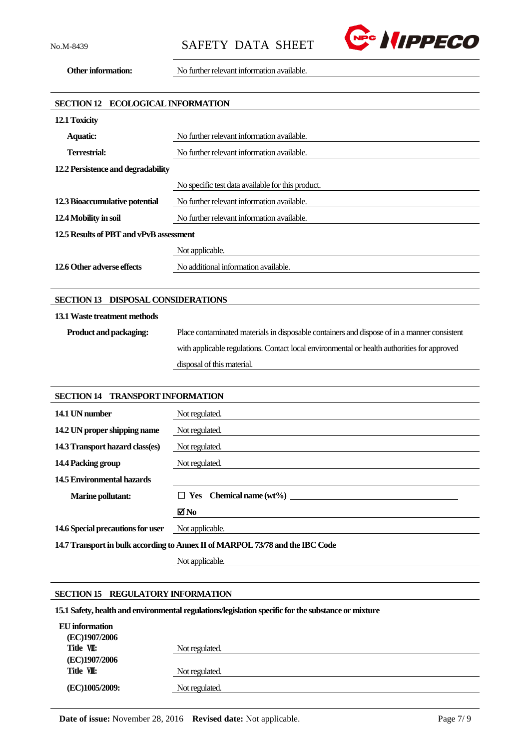**Other information:** No further relevant information available.

## SECTION 12 ECOLOGICAL INFORMATION

### 12.1 Toxicity

**Aquatic:** No further relevant information available.

**Terrestrial:** No further relevant information available.

### 12.2 Persistence and degradability

No specific test data available for this product.

**12.3 Bioaccumulative potential** No further relevant information available.

**12.4 Mobility in soil** No further relevant information available.

### 12.5 Results of PBT and vPvB assessment

Not applicable.

**12.6 Other adverse effects** No additional information available.

## SECTION 13 DISPOSAL CONSIDERATIONS

### 13.1 Waste treatment methods

**Product and packaging:** Place contaminated materials in disposable containers and dispose of in a manner consistent with applicable regulations. Contact local environmental or health authorities for approved disposal of this material.

## SECTION 14 TRANSPORT INFORMATION

**14.1 UN number** Not regulated.

**14.2 UN proper shipping name** Not regulated.

**14.3 Transport hazard class(es)** Not regulated.

**14.4 Packing group** Not regulated.

**14.5 Environmental hazards**

**Marine pollutant:** ☐ **Yes** **Chemical name (wt%)** \_\_\_\_\_\_\_\_\_\_\_\_\_\_\_\_\_\_\_\_

☑ **No**

**14.6 Special precautions for user** Not applicable.

### 14.7 Transport in bulk according to Annex II of MARPOL 73/78 and the IBC Code

Not applicable.

## SECTION 15 REGULATORY INFORMATION

### 15.1 Safety, health and environmental regulations/legislation specific for the substance or mixture

**EU information**

**(EC)1907/2006 Title Ⅶ:** Not regulated.

**(EC)1907/2006 Title Ⅷ:** Not regulated.

**(EC)1005/2009:** Not regulated.

**Date of issue:** November 28, 2016 **Revised date:** Not applicable.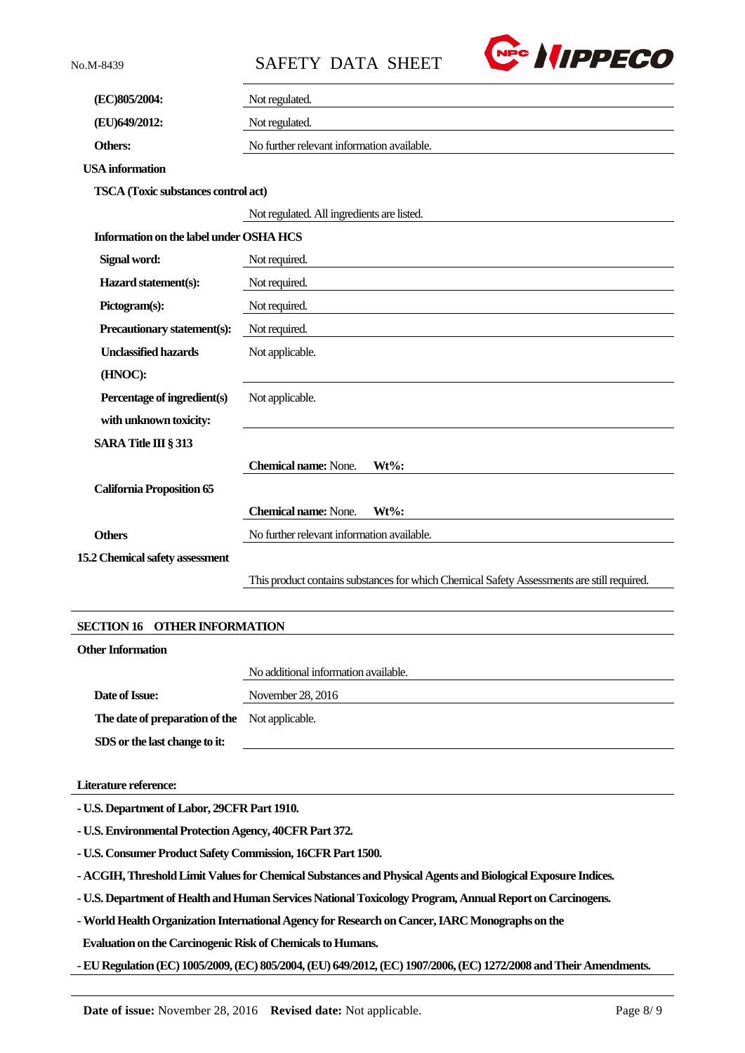| | |
|---|---|
| **(EC)805/2004:** | Not regulated. |
| **(EU)649/2012:** | Not regulated. |
| **Others:** | No further relevant information available. |

**USA information**

**TSCA (Toxic substances control act)**

Not regulated. All ingredients are listed.

**Information on the label under OSHA HCS**

| | |
|---|---|
| **Signal word:** | Not required. |
| **Hazard statement(s):** | Not required. |
| **Pictogram(s):** | Not required. |
| **Precautionary statement(s):** | Not required. |
| **Unclassified hazards (HNOC):** | Not applicable. |
| **Percentage of ingredient(s) with unknown toxicity:** | Not applicable. |

**SARA Title III § 313**

**Chemical name:** None. **Wt%:**

**California Proposition 65**

**Chemical name:** None. **Wt%:**

**Others** No further relevant information available.

**15.2 Chemical safety assessment**

This product contains substances for which Chemical Safety Assessments are still required.

## SECTION 16 OTHER INFORMATION

**Other Information**

No additional information available.

| | |
|---|---|
| **Date of Issue:** | November 28, 2016 |
| **The date of preparation of the SDS or the last change to it:** | Not applicable. |

**Literature reference:**

- **U.S. Department of Labor, 29CFR Part 1910.**
- **U.S. Environmental Protection Agency, 40CFR Part 372.**
- **U.S. Consumer Product Safety Commission, 16CFR Part 1500.**
- **ACGIH, Threshold Limit Values for Chemical Substances and Physical Agents and Biological Exposure Indices.**
- **U.S. Department of Health and Human Services National Toxicology Program, Annual Report on Carcinogens.**
- **World Health Organization International Agency for Research on Cancer, IARC Monographs on the Evaluation on the Carcinogenic Risk of Chemicals to Humans.**
- **EU Regulation (EC) 1005/2009, (EC) 805/2004, (EU) 649/2012, (EC) 1907/2006, (EC) 1272/2008 and Their Amendments.**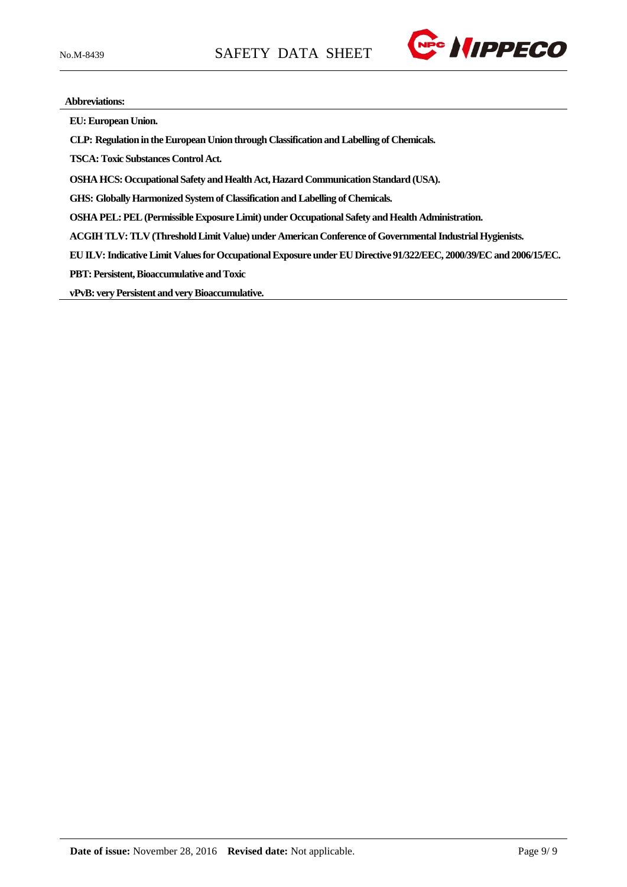**Abbreviations:**

**EU: European Union.**

**CLP: Regulation in the European Union through Classification and Labelling of Chemicals.**

**TSCA: Toxic Substances Control Act.**

**OSHA HCS: Occupational Safety and Health Act, Hazard Communication Standard (USA).**

**GHS: Globally Harmonized System of Classification and Labelling of Chemicals.**

**OSHA PEL: PEL (Permissible Exposure Limit) under Occupational Safety and Health Administration.**

**ACGIH TLV: TLV (Threshold Limit Value) under American Conference of Governmental Industrial Hygienists.**

**EU ILV: Indicative Limit Values for Occupational Exposure under EU Directive 91/322/EEC, 2000/39/EC and 2006/15/EC.**

**PBT: Persistent, Bioaccumulative and Toxic**

**vPvB: very Persistent and very Bioaccumulative.**

**Date of issue:** November 28, 2016 **Revised date:** Not applicable.